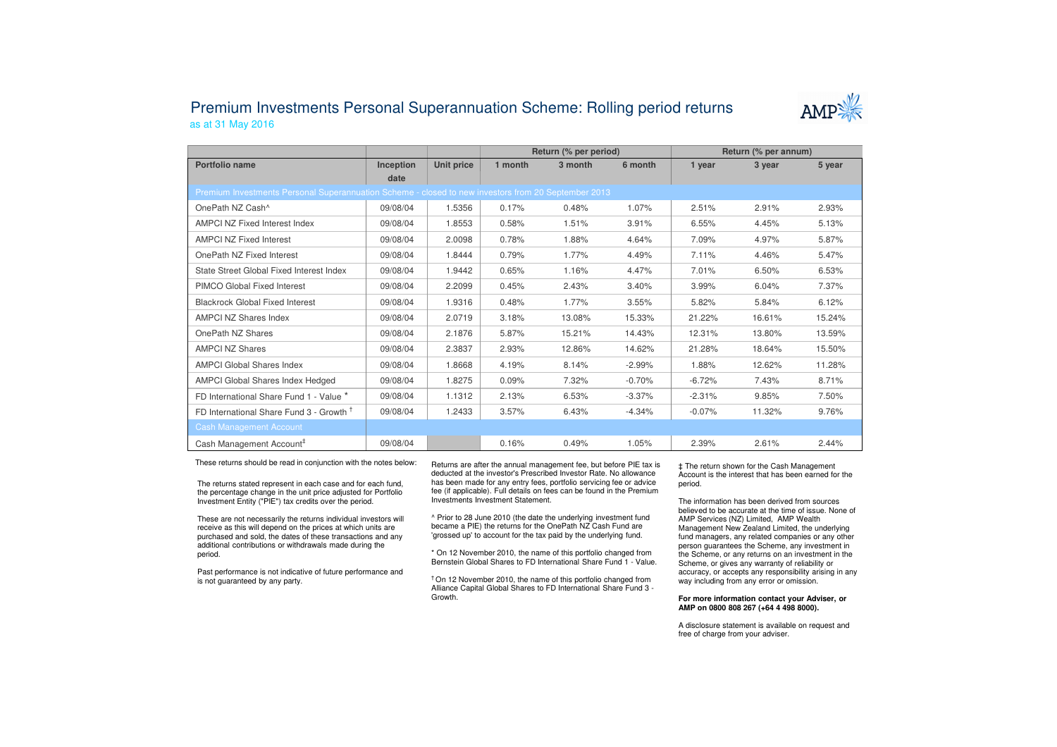# Premium Investments Personal Superannuation Scheme: Rolling period returns

as at 31 May 2016

| | | | Return (% per period) | | | Return (% per annum) | | |
|---|---|---|---|---|---|---|---|---|
| **Portfolio name** | **Inception date** | **Unit price** | **1 month** | **3 month** | **6 month** | **1 year** | **3 year** | **5 year** |
| Premium Investments Personal Superannuation Scheme - closed to new investors from 20 September 2013 | | | | | | | | |
| OnePath NZ Cash^ | 09/08/04 | 1.5356 | 0.17% | 0.48% | 1.07% | 2.51% | 2.91% | 2.93% |
| AMPCI NZ Fixed Interest Index | 09/08/04 | 1.8553 | 0.58% | 1.51% | 3.91% | 6.55% | 4.45% | 5.13% |
| AMPCI NZ Fixed Interest | 09/08/04 | 2.0098 | 0.78% | 1.88% | 4.64% | 7.09% | 4.97% | 5.87% |
| OnePath NZ Fixed Interest | 09/08/04 | 1.8444 | 0.79% | 1.77% | 4.49% | 7.11% | 4.46% | 5.47% |
| State Street Global Fixed Interest Index | 09/08/04 | 1.9442 | 0.65% | 1.16% | 4.47% | 7.01% | 6.50% | 6.53% |
| PIMCO Global Fixed Interest | 09/08/04 | 2.2099 | 0.45% | 2.43% | 3.40% | 3.99% | 6.04% | 7.37% |
| Blackrock Global Fixed Interest | 09/08/04 | 1.9316 | 0.48% | 1.77% | 3.55% | 5.82% | 5.84% | 6.12% |
| AMPCI NZ Shares Index | 09/08/04 | 2.0719 | 3.18% | 13.08% | 15.33% | 21.22% | 16.61% | 15.24% |
| OnePath NZ Shares | 09/08/04 | 2.1876 | 5.87% | 15.21% | 14.43% | 12.31% | 13.80% | 13.59% |
| AMPCI NZ Shares | 09/08/04 | 2.3837 | 2.93% | 12.86% | 14.62% | 21.28% | 18.64% | 15.50% |
| AMPCI Global Shares Index | 09/08/04 | 1.8668 | 4.19% | 8.14% | -2.99% | 1.88% | 12.62% | 11.28% |
| AMPCI Global Shares Index Hedged | 09/08/04 | 1.8275 | 0.09% | 7.32% | -0.70% | -6.72% | 7.43% | 8.71% |
| FD International Share Fund 1 - Value * | 09/08/04 | 1.1312 | 2.13% | 6.53% | -3.37% | -2.31% | 9.85% | 7.50% |
| FD International Share Fund 3 - Growth † | 09/08/04 | 1.2433 | 3.57% | 6.43% | -4.34% | -0.07% | 11.32% | 9.76% |
| Cash Management Account | | | | | | | | |
| Cash Management Account‡ | 09/08/04 | | 0.16% | 0.49% | 1.05% | 2.39% | 2.61% | 2.44% |

These returns should be read in conjunction with the notes below:

The returns stated represent in each case and for each fund, the percentage change in the unit price adjusted for Portfolio Investment Entity ("PIE") tax credits over the period.

These are not necessarily the returns individual investors will receive as this will depend on the prices at which units are purchased and sold, the dates of these transactions and any additional contributions or withdrawals made during the period.

Past performance is not indicative of future performance and is not guaranteed by any party.

Returns are after the annual management fee, but before PIE tax is deducted at the investor's Prescribed Investor Rate. No allowance has been made for any entry fees, portfolio servicing fee or advice fee (if applicable). Full details on fees can be found in the Premium Investments Investment Statement.

^ Prior to 28 June 2010 (the date the underlying investment fund became a PIE) the returns for the OnePath NZ Cash Fund are 'grossed up' to account for the tax paid by the underlying fund.

* On 12 November 2010, the name of this portfolio changed from Bernstein Global Shares to FD International Share Fund 1 - Value.

† On 12 November 2010, the name of this portfolio changed from Alliance Capital Global Shares to FD International Share Fund 3 - Growth.

‡ The return shown for the Cash Management Account is the interest that has been earned for the period.

The information has been derived from sources believed to be accurate at the time of issue. None of AMP Services (NZ) Limited, AMP Wealth Management New Zealand Limited, the underlying fund managers, any related companies or any other person guarantees the Scheme, any investment in the Scheme, or any returns on an investment in the Scheme, or gives any warranty of reliability or accuracy, or accepts any responsibility arising in any way including from any error or omission.

**For more information contact your Adviser, or AMP on 0800 808 267 (+64 4 498 8000).**

A disclosure statement is available on request and free of charge from your adviser.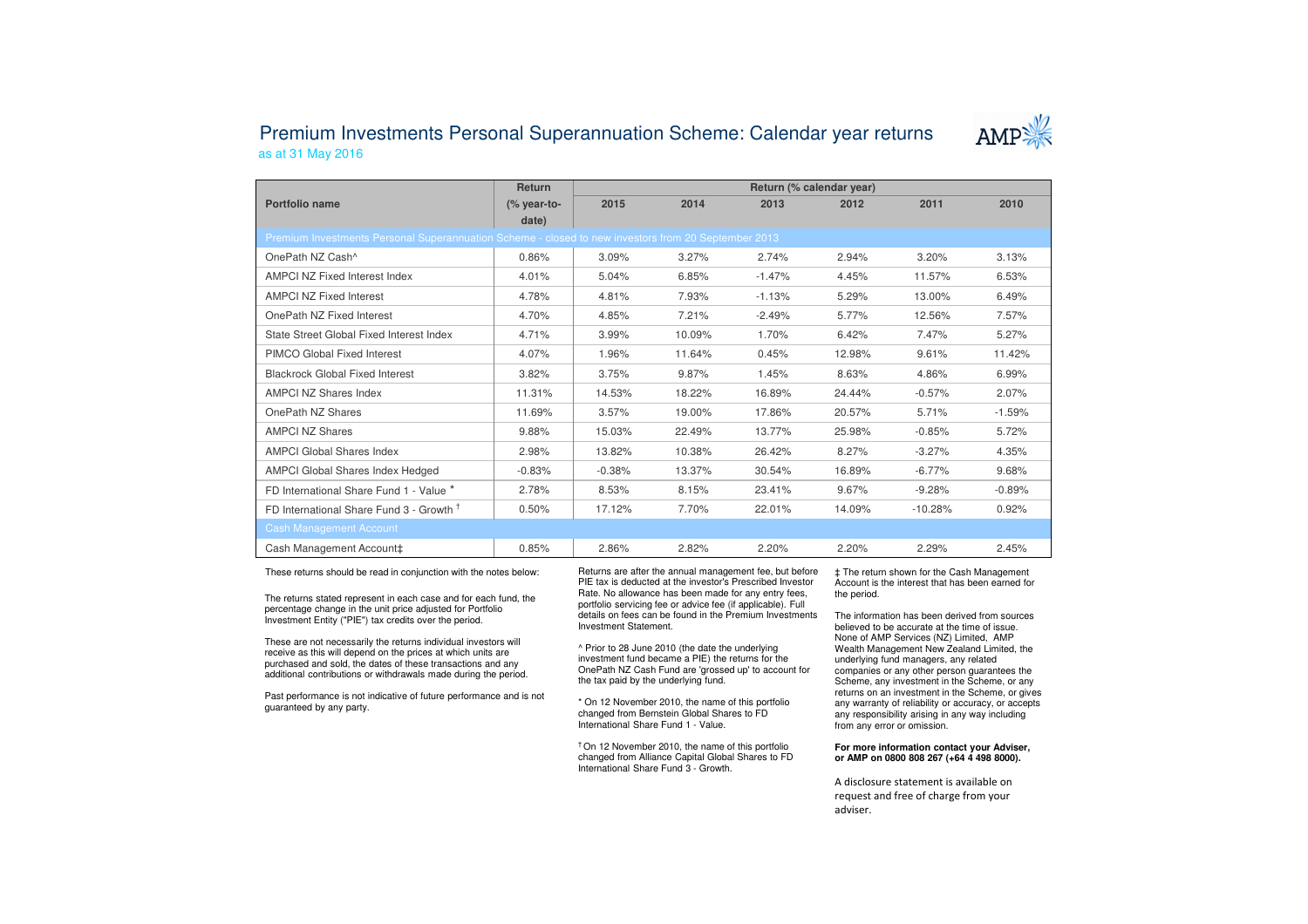# Premium Investments Personal Superannuation Scheme: Calendar year returns

as at 31 May 2016

| Portfolio name | Return (% year-to-date) | Return (% calendar year) | | | | | |
|---|---|---|---|---|---|---|---|
| | | 2015 | 2014 | 2013 | 2012 | 2011 | 2010 |
| Premium Investments Personal Superannuation Scheme - closed to new investors from 20 September 2013 | | | | | | | |
| OnePath NZ Cash^ | 0.86% | 3.09% | 3.27% | 2.74% | 2.94% | 3.20% | 3.13% |
| AMPCI NZ Fixed Interest Index | 4.01% | 5.04% | 6.85% | -1.47% | 4.45% | 11.57% | 6.53% |
| AMPCI NZ Fixed Interest | 4.78% | 4.81% | 7.93% | -1.13% | 5.29% | 13.00% | 6.49% |
| OnePath NZ Fixed Interest | 4.70% | 4.85% | 7.21% | -2.49% | 5.77% | 12.56% | 7.57% |
| State Street Global Fixed Interest Index | 4.71% | 3.99% | 10.09% | 1.70% | 6.42% | 7.47% | 5.27% |
| PIMCO Global Fixed Interest | 4.07% | 1.96% | 11.64% | 0.45% | 12.98% | 9.61% | 11.42% |
| Blackrock Global Fixed Interest | 3.82% | 3.75% | 9.87% | 1.45% | 8.63% | 4.86% | 6.99% |
| AMPCI NZ Shares Index | 11.31% | 14.53% | 18.22% | 16.89% | 24.44% | -0.57% | 2.07% |
| OnePath NZ Shares | 11.69% | 3.57% | 19.00% | 17.86% | 20.57% | 5.71% | -1.59% |
| AMPCI NZ Shares | 9.88% | 15.03% | 22.49% | 13.77% | 25.98% | -0.85% | 5.72% |
| AMPCI Global Shares Index | 2.98% | 13.82% | 10.38% | 26.42% | 8.27% | -3.27% | 4.35% |
| AMPCI Global Shares Index Hedged | -0.83% | -0.38% | 13.37% | 30.54% | 16.89% | -6.77% | 9.68% |
| FD International Share Fund 1 - Value * | 2.78% | 8.53% | 8.15% | 23.41% | 9.67% | -9.28% | -0.89% |
| FD International Share Fund 3 - Growth † | 0.50% | 17.12% | 7.70% | 22.01% | 14.09% | -10.28% | 0.92% |
| Cash Management Account | | | | | | | |
| Cash Management Account‡ | 0.85% | 2.86% | 2.82% | 2.20% | 2.20% | 2.29% | 2.45% |

These returns should be read in conjunction with the notes below:

The returns stated represent in each case and for each fund, the percentage change in the unit price adjusted for Portfolio Investment Entity ("PIE") tax credits over the period.

These are not necessarily the returns individual investors will receive as this will depend on the prices at which units are purchased and sold, the dates of these transactions and any additional contributions or withdrawals made during the period.

Past performance is not indicative of future performance and is not guaranteed by any party.

Returns are after the annual management fee, but before PIE tax is deducted at the investor's Prescribed Investor Rate. No allowance has been made for any entry fees, portfolio servicing fee or advice fee (if applicable). Full details on fees can be found in the Premium Investments Investment Statement.

^ Prior to 28 June 2010 (the date the underlying investment fund became a PIE) the returns for the OnePath NZ Cash Fund are 'grossed up' to account for the tax paid by the underlying fund.

* On 12 November 2010, the name of this portfolio changed from Bernstein Global Shares to FD International Share Fund 1 - Value.

† On 12 November 2010, the name of this portfolio changed from Alliance Capital Global Shares to FD International Share Fund 3 - Growth.

‡ The return shown for the Cash Management Account is the interest that has been earned for the period.

The information has been derived from sources believed to be accurate at the time of issue. None of AMP Services (NZ) Limited, AMP Wealth Management New Zealand Limited, the underlying fund managers, any related companies or any other person guarantees the Scheme, any investment in the Scheme, or any returns on an investment in the Scheme, or gives any warranty of reliability or accuracy, or accepts any responsibility arising in any way including from any error or omission.

**For more information contact your Adviser, or AMP on 0800 808 267 (+64 4 498 8000).**

A disclosure statement is available on request and free of charge from your adviser.